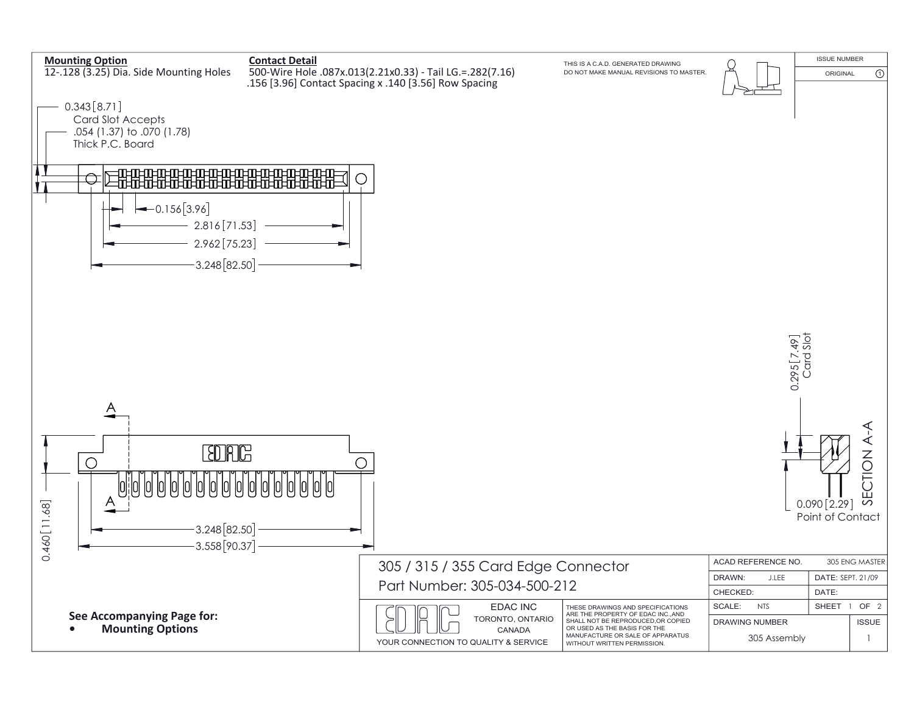**Mounting Option**

12-.128 (3.25) Dia. Side Mounting Holes

**Contact Detail**

500-Wire Hole .087x.013(2.21x0.33) - Tail LG.=.282(7.16)
.156 [3.96] Contact Spacing x .140 [3.56] Row Spacing

THIS IS A C.A.D. GENERATED DRAWING
DO NOT MAKE MANUAL REVISIONS TO MASTER.

ISSUE NUMBER
ORIGINAL ①

0.343 [8.71]
Card Slot Accepts
.054 (1.37) to .070 (1.78)
Thick P.C. Board

0.156 [3.96]
2.816 [71.53]
2.962 [75.23]
3.248 [82.50]

A
EDAC
A
0.460 [11.68]
3.248 [82.50]
3.558 [90.37]

0.295 [7.49]
Card Slot

0.090 [2.29]
Point of Contact

SECTION A-A

**See Accompanying Page for:**

- **Mounting Options**

305 / 315 / 355 Card Edge Connector
Part Number: 305-034-500-212

EDAC INC
TORONTO, ONTARIO
CANADA
YOUR CONNECTION TO QUALITY & SERVICE

THESE DRAWINGS AND SPECIFICATIONS ARE THE PROPERTY OF EDAC INC.,AND SHALL NOT BE REPRODUCED,OR COPIED OR USED AS THE BASIS FOR THE MANUFACTURE OR SALE OF APPARATUS WITHOUT WRITTEN PERMISSION.

| ACAD REFERENCE NO. | 305 ENG MASTER |
|---|---|
| DRAWN: J.LEE | DATE: SEPT. 21/09 |
| CHECKED: | DATE: |
| SCALE: NTS | SHEET 1 OF 2 |
| DRAWING NUMBER: 305 Assembly | ISSUE: 1 |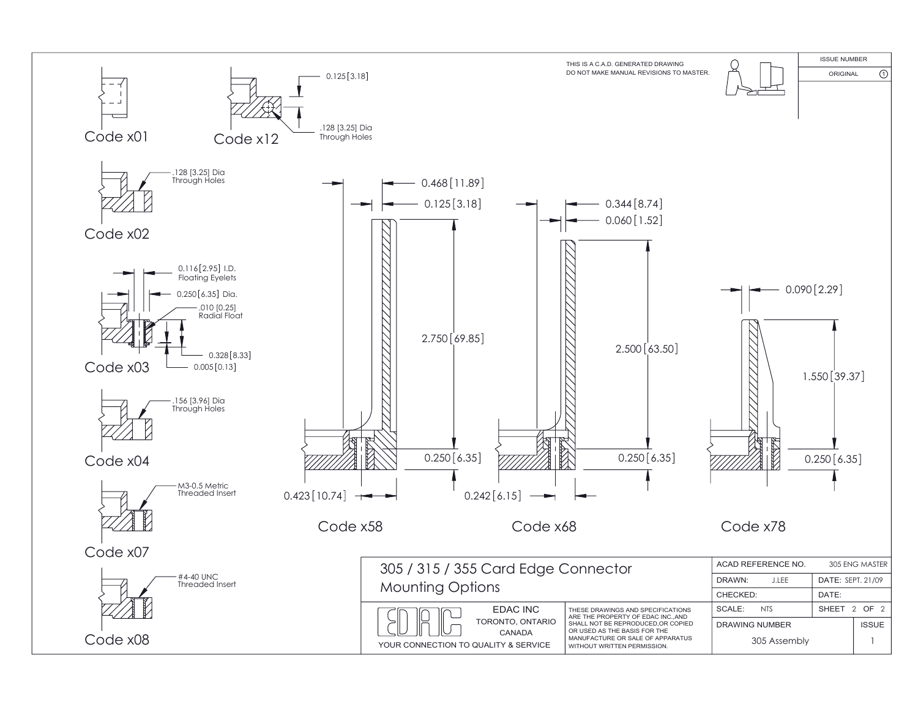THIS IS A C.A.D. GENERATED DRAWING
DO NOT MAKE MANUAL REVISIONS TO MASTER.

ISSUE NUMBER
ORIGINAL ①

Code x01

Code x12

0.125 [3.18]

.128 [3.25] Dia
Through Holes

Code x02

.128 [3.25] Dia
Through Holes

Code x03

0.116 [2.95] I.D.
Floating Eyelets

0.250 [6.35] Dia.

.010 [0.25]
Radial Float

0.328 [8.33]

0.005 [0.13]

Code x04

.156 [3.96] Dia
Through Holes

Code x07

M3-0.5 Metric
Threaded Insert

Code x08

#4-40 UNC
Threaded Insert

Code x58

0.468 [11.89]

0.125 [3.18]

2.750 [69.85]

0.250 [6.35]

0.423 [10.74]

Code x68

0.344 [8.74]

0.060 [1.52]

2.500 [63.50]

0.250 [6.35]

0.242 [6.15]

Code x78

0.090 [2.29]

1.550 [39.37]

0.250 [6.35]

# 305 / 315 / 355 Card Edge Connector Mounting Options

EDAC INC
TORONTO, ONTARIO
CANADA
YOUR CONNECTION TO QUALITY & SERVICE

THESE DRAWINGS AND SPECIFICATIONS ARE THE PROPERTY OF EDAC INC.,AND SHALL NOT BE REPRODUCED,OR COPIED OR USED AS THE BASIS FOR THE MANUFACTURE OR SALE OF APPARATUS WITHOUT WRITTEN PERMISSION.

| | |
|---|---|
| ACAD REFERENCE NO. | 305 ENG MASTER |
| DRAWN: J.LEE | DATE: SEPT. 21/09 |
| CHECKED: | DATE: |
| SCALE: NTS | SHEET 2 OF 2 |
| DRAWING NUMBER: 305 Assembly | ISSUE: 1 |